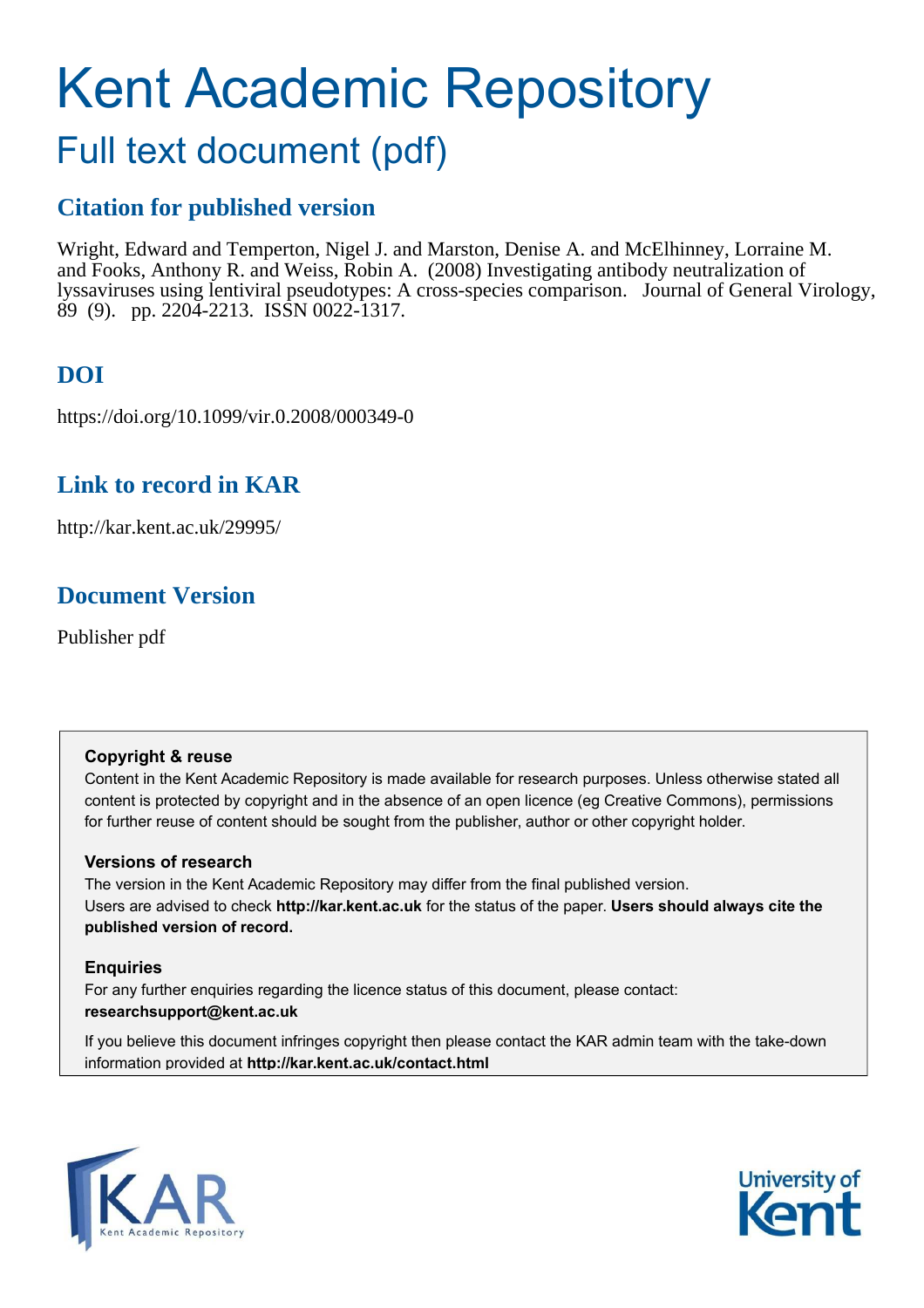# Kent Academic Repository

## Full text document (pdf)

### Citation for published version

Wright, Edward and Temperton, Nigel J. and Marston, Denise A. and McElhinney, Lorraine M. and Fooks, Anthony R. and Weiss, Robin A. (2008) Investigating antibody neutralization of lyssaviruses using lentiviral pseudotypes: A cross-species comparison. Journal of General Virology, 89 (9). pp. 2204-2213. ISSN 0022-1317.

### DOI

https://doi.org/10.1099/vir.0.2008/000349-0

### Link to record in KAR

http://kar.kent.ac.uk/29995/

### Document Version

Publisher pdf

**Copyright & reuse**

Content in the Kent Academic Repository is made available for research purposes. Unless otherwise stated all content is protected by copyright and in the absence of an open licence (eg Creative Commons), permissions for further reuse of content should be sought from the publisher, author or other copyright holder.

**Versions of research**

The version in the Kent Academic Repository may differ from the final published version. Users are advised to check **http://kar.kent.ac.uk** for the status of the paper. **Users should always cite the published version of record.**

**Enquiries**

For any further enquiries regarding the licence status of this document, please contact: **researchsupport@kent.ac.uk**

If you believe this document infringes copyright then please contact the KAR admin team with the take-down information provided at **http://kar.kent.ac.uk/contact.html**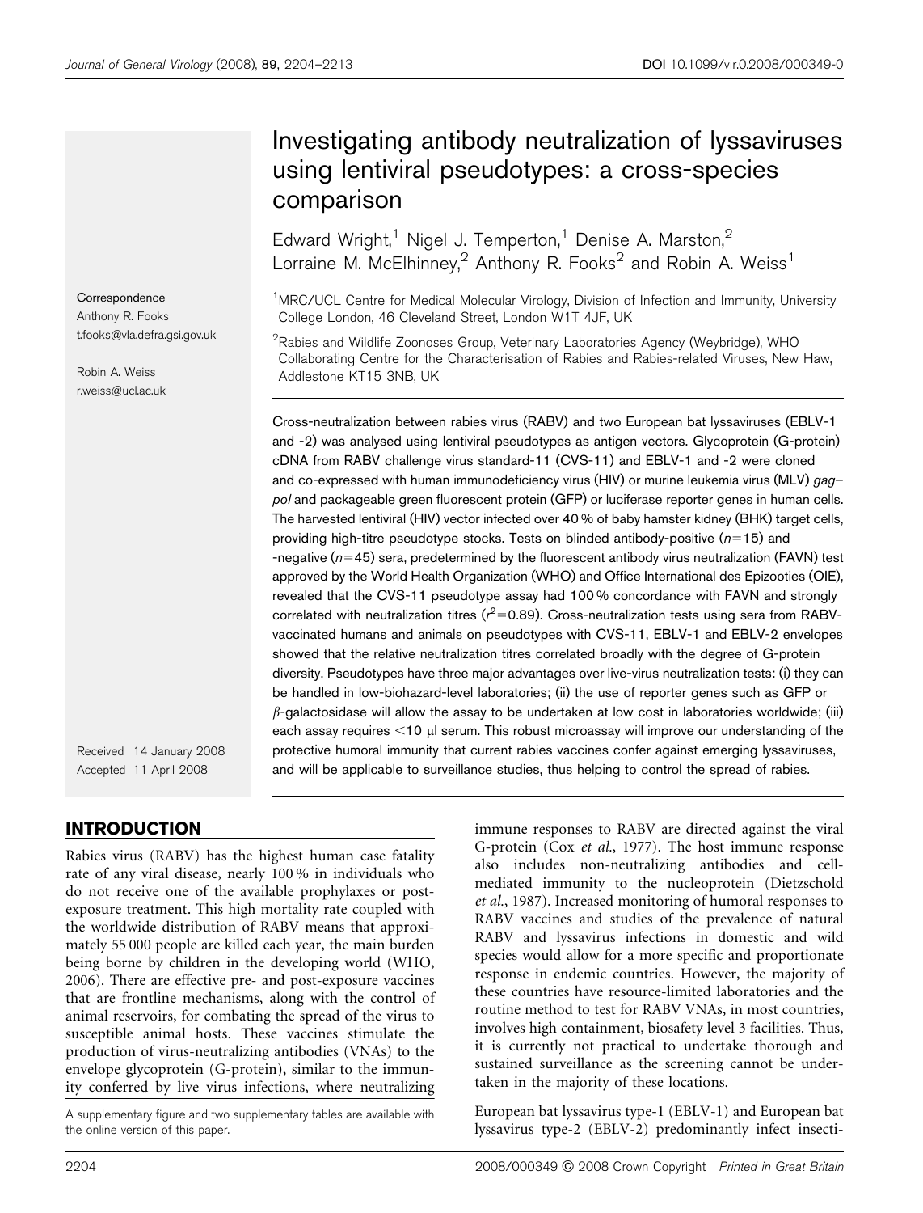# Investigating antibody neutralization of lyssaviruses using lentiviral pseudotypes: a cross-species comparison

Edward Wright,[1] Nigel J. Temperton,[1] Denise A. Marston,[2] Lorraine M. McElhinney,[2] Anthony R. Fooks[2] and Robin A. Weiss[1]

[1]MRC/UCL Centre for Medical Molecular Virology, Division of Infection and Immunity, University College London, 46 Cleveland Street, London W1T 4JF, UK

[2]Rabies and Wildlife Zoonoses Group, Veterinary Laboratories Agency (Weybridge), WHO Collaborating Centre for the Characterisation of Rabies and Rabies-related Viruses, New Haw, Addlestone KT15 3NB, UK

Correspondence
Anthony R. Fooks
t.fooks@vla.defra.gsi.gov.uk

Robin A. Weiss
r.weiss@ucl.ac.uk

Received 14 January 2008
Accepted 11 April 2008

Cross-neutralization between rabies virus (RABV) and two European bat lyssaviruses (EBLV-1 and -2) was analysed using lentiviral pseudotypes as antigen vectors. Glycoprotein (G-protein) cDNA from RABV challenge virus standard-11 (CVS-11) and EBLV-1 and -2 were cloned and co-expressed with human immunodeficiency virus (HIV) or murine leukemia virus (MLV) *gag–pol* and packageable green fluorescent protein (GFP) or luciferase reporter genes in human cells. The harvested lentiviral (HIV) vector infected over 40 % of baby hamster kidney (BHK) target cells, providing high-titre pseudotype stocks. Tests on blinded antibody-positive ($n=15$) and -negative ($n=45$) sera, predetermined by the fluorescent antibody virus neutralization (FAVN) test approved by the World Health Organization (WHO) and Office International des Epizooties (OIE), revealed that the CVS-11 pseudotype assay had 100 % concordance with FAVN and strongly correlated with neutralization titres ($r^2=0.89$). Cross-neutralization tests using sera from RABV-vaccinated humans and animals on pseudotypes with CVS-11, EBLV-1 and EBLV-2 envelopes showed that the relative neutralization titres correlated broadly with the degree of G-protein diversity. Pseudotypes have three major advantages over live-virus neutralization tests: (i) they can be handled in low-biohazard-level laboratories; (ii) the use of reporter genes such as GFP or $\beta$-galactosidase will allow the assay to be undertaken at low cost in laboratories worldwide; (iii) each assay requires <10 μl serum. This robust microassay will improve our understanding of the protective humoral immunity that current rabies vaccines confer against emerging lyssaviruses, and will be applicable to surveillance studies, thus helping to control the spread of rabies.

## INTRODUCTION

Rabies virus (RABV) has the highest human case fatality rate of any viral disease, nearly 100 % in individuals who do not receive one of the available prophylaxes or post-exposure treatment. This high mortality rate coupled with the worldwide distribution of RABV means that approximately 55 000 people are killed each year, the main burden being borne by children in the developing world (WHO, 2006). There are effective pre- and post-exposure vaccines that are frontline mechanisms, along with the control of animal reservoirs, for combating the spread of the virus to susceptible animal hosts. These vaccines stimulate the production of virus-neutralizing antibodies (VNAs) to the envelope glycoprotein (G-protein), similar to the immunity conferred by live virus infections, where neutralizing immune responses to RABV are directed against the viral G-protein (Cox *et al.*, 1977). The host immune response also includes non-neutralizing antibodies and cell-mediated immunity to the nucleoprotein (Dietzschold *et al.*, 1987). Increased monitoring of humoral responses to RABV vaccines and studies of the prevalence of natural RABV and lyssavirus infections in domestic and wild species would allow for a more specific and proportionate response in endemic countries. However, the majority of these countries have resource-limited laboratories and the routine method to test for RABV VNAs, in most countries, involves high containment, biosafety level 3 facilities. Thus, it is currently not practical to undertake thorough and sustained surveillance as the screening cannot be undertaken in the majority of these locations.

European bat lyssavirus type-1 (EBLV-1) and European bat lyssavirus type-2 (EBLV-2) predominantly infect insecti-

A supplementary figure and two supplementary tables are available with the online version of this paper.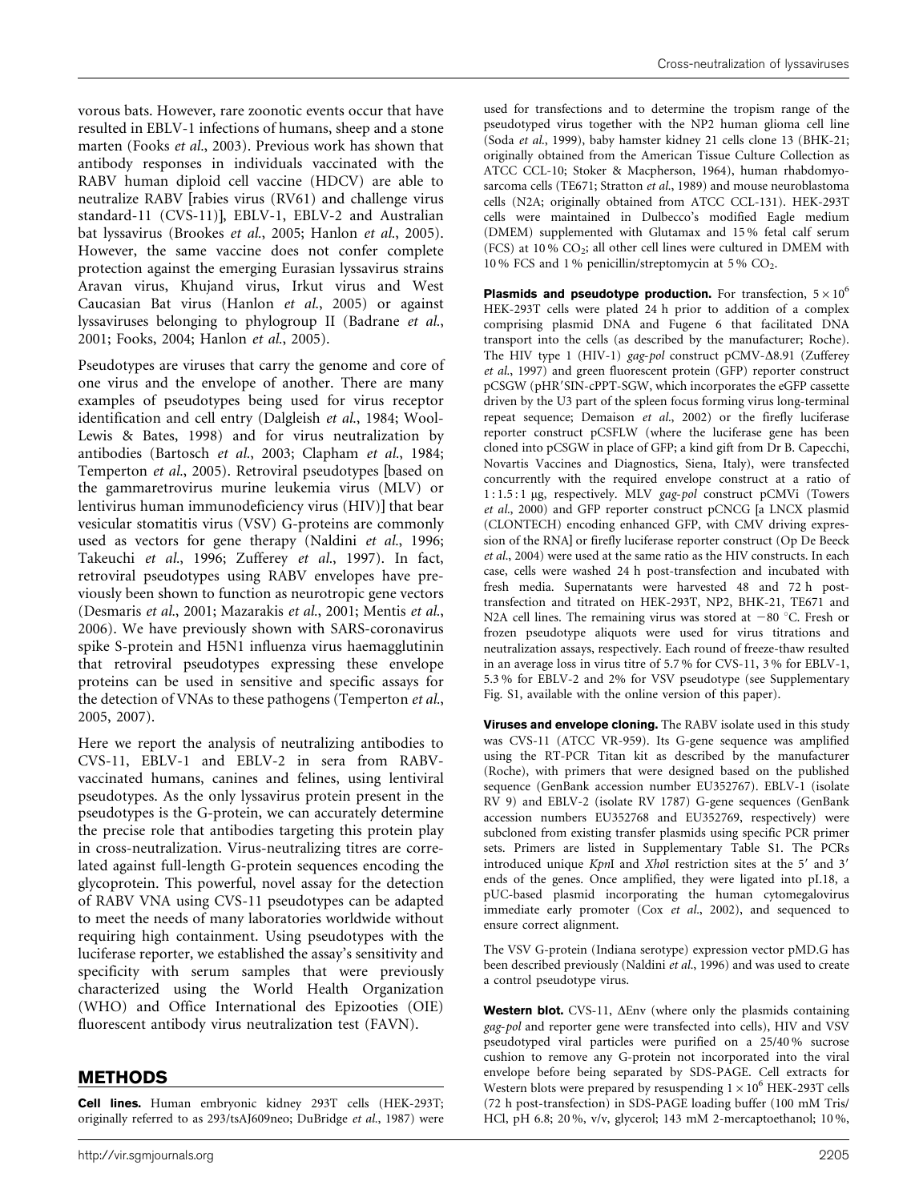vorous bats. However, rare zoonotic events occur that have resulted in EBLV-1 infections of humans, sheep and a stone marten (Fooks *et al.*, 2003). Previous work has shown that antibody responses in individuals vaccinated with the RABV human diploid cell vaccine (HDCV) are able to neutralize RABV [rabies virus (RV61) and challenge virus standard-11 (CVS-11)], EBLV-1, EBLV-2 and Australian bat lyssavirus (Brookes *et al.*, 2005; Hanlon *et al.*, 2005). However, the same vaccine does not confer complete protection against the emerging Eurasian lyssavirus strains Aravan virus, Khujand virus, Irkut virus and West Caucasian Bat virus (Hanlon *et al.*, 2005) or against lyssaviruses belonging to phylogroup II (Badrane *et al.*, 2001; Fooks, 2004; Hanlon *et al.*, 2005).

Pseudotypes are viruses that carry the genome and core of one virus and the envelope of another. There are many examples of pseudotypes being used for virus receptor identification and cell entry (Dalgleish *et al.*, 1984; Wool-Lewis & Bates, 1998) and for virus neutralization by antibodies (Bartosch *et al.*, 2003; Clapham *et al.*, 1984; Temperton *et al.*, 2005). Retroviral pseudotypes [based on the gammaretrovirus murine leukemia virus (MLV) or lentivirus human immunodeficiency virus (HIV)] that bear vesicular stomatitis virus (VSV) G-proteins are commonly used as vectors for gene therapy (Naldini *et al.*, 1996; Takeuchi *et al.*, 1996; Zufferey *et al.*, 1997). In fact, retroviral pseudotypes using RABV envelopes have previously been shown to function as neurotropic gene vectors (Desmaris *et al.*, 2001; Mazarakis *et al.*, 2001; Mentis *et al.*, 2006). We have previously shown with SARS-coronavirus spike S-protein and H5N1 influenza virus haemagglutinin that retroviral pseudotypes expressing these envelope proteins can be used in sensitive and specific assays for the detection of VNAs to these pathogens (Temperton *et al.*, 2005, 2007).

Here we report the analysis of neutralizing antibodies to CVS-11, EBLV-1 and EBLV-2 in sera from RABV-vaccinated humans, canines and felines, using lentiviral pseudotypes. As the only lyssavirus protein present in the pseudotypes is the G-protein, we can accurately determine the precise role that antibodies targeting this protein play in cross-neutralization. Virus-neutralizing titres are correlated against full-length G-protein sequences encoding the glycoprotein. This powerful, novel assay for the detection of RABV VNA using CVS-11 pseudotypes can be adapted to meet the needs of many laboratories worldwide without requiring high containment. Using pseudotypes with the luciferase reporter, we established the assay's sensitivity and specificity with serum samples that were previously characterized using the World Health Organization (WHO) and Office International des Epizooties (OIE) fluorescent antibody virus neutralization test (FAVN).

## METHODS

**Cell lines.** Human embryonic kidney 293T cells (HEK-293T; originally referred to as 293/tsAJ609neo; DuBridge *et al.*, 1987) were used for transfections and to determine the tropism range of the pseudotyped virus together with the NP2 human glioma cell line (Soda *et al.*, 1999), baby hamster kidney 21 cells clone 13 (BHK-21; originally obtained from the American Tissue Culture Collection as ATCC CCL-10; Stoker & Macpherson, 1964), human rhabdomyosarcoma cells (TE671; Stratton *et al.*, 1989) and mouse neuroblastoma cells (N2A; originally obtained from ATCC CCL-131). HEK-293T cells were maintained in Dulbecco's modified Eagle medium (DMEM) supplemented with Glutamax and 15 % fetal calf serum (FCS) at 10 % $CO_2$; all other cell lines were cultured in DMEM with 10 % FCS and 1 % penicillin/streptomycin at 5 % $CO_2$.

**Plasmids and pseudotype production.** For transfection, $5 \times 10^6$ HEK-293T cells were plated 24 h prior to addition of a complex comprising plasmid DNA and Fugene 6 that facilitated DNA transport into the cells (as described by the manufacturer; Roche). The HIV type 1 (HIV-1) *gag-pol* construct pCMV-Δ8.91 (Zufferey *et al.*, 1997) and green fluorescent protein (GFP) reporter construct pCSGW (pHR′SIN-cPPT-SGW, which incorporates the eGFP cassette driven by the U3 part of the spleen focus forming virus long-terminal repeat sequence; Demaison *et al.*, 2002) or the firefly luciferase reporter construct pCSFLW (where the luciferase gene has been cloned into pCSGW in place of GFP; a kind gift from Dr B. Capecchi, Novartis Vaccines and Diagnostics, Siena, Italy), were transfected concurrently with the required envelope construct at a ratio of 1 : 1.5 : 1 μg, respectively. MLV *gag-pol* construct pCMVi (Towers *et al.*, 2000) and GFP reporter construct pCNCG [a LNCX plasmid (CLONTECH) encoding enhanced GFP, with CMV driving expression of the RNA] or firefly luciferase reporter construct (Op De Beeck *et al.*, 2004) were used at the same ratio as the HIV constructs. In each case, cells were washed 24 h post-transfection and incubated with fresh media. Supernatants were harvested 48 and 72 h post-transfection and titrated on HEK-293T, NP2, BHK-21, TE671 and N2A cell lines. The remaining virus was stored at −80 °C. Fresh or frozen pseudotype aliquots were used for virus titrations and neutralization assays, respectively. Each round of freeze-thaw resulted in an average loss in virus titre of 5.7 % for CVS-11, 3 % for EBLV-1, 5.3 % for EBLV-2 and 2% for VSV pseudotype (see Supplementary Fig. S1, available with the online version of this paper).

**Viruses and envelope cloning.** The RABV isolate used in this study was CVS-11 (ATCC VR-959). Its G-gene sequence was amplified using the RT-PCR Titan kit as described by the manufacturer (Roche), with primers that were designed based on the published sequence (GenBank accession number EU352767). EBLV-1 (isolate RV 9) and EBLV-2 (isolate RV 1787) G-gene sequences (GenBank accession numbers EU352768 and EU352769, respectively) were subcloned from existing transfer plasmids using specific PCR primer sets. Primers are listed in Supplementary Table S1. The PCRs introduced unique *Kpn*I and *Xho*I restriction sites at the 5′ and 3′ ends of the genes. Once amplified, they were ligated into pI.18, a pUC-based plasmid incorporating the human cytomegalovirus immediate early promoter (Cox *et al.*, 2002), and sequenced to ensure correct alignment.

The VSV G-protein (Indiana serotype) expression vector pMD.G has been described previously (Naldini *et al.*, 1996) and was used to create a control pseudotype virus.

**Western blot.** CVS-11, ΔEnv (where only the plasmids containing *gag-pol* and reporter gene were transfected into cells), HIV and VSV pseudotyped viral particles were purified on a 25/40 % sucrose cushion to remove any G-protein not incorporated into the viral envelope before being separated by SDS-PAGE. Cell extracts for Western blots were prepared by resuspending $1 \times 10^6$ HEK-293T cells (72 h post-transfection) in SDS-PAGE loading buffer (100 mM Tris/HCl, pH 6.8; 20 %, v/v, glycerol; 143 mM 2-mercaptoethanol; 10 %,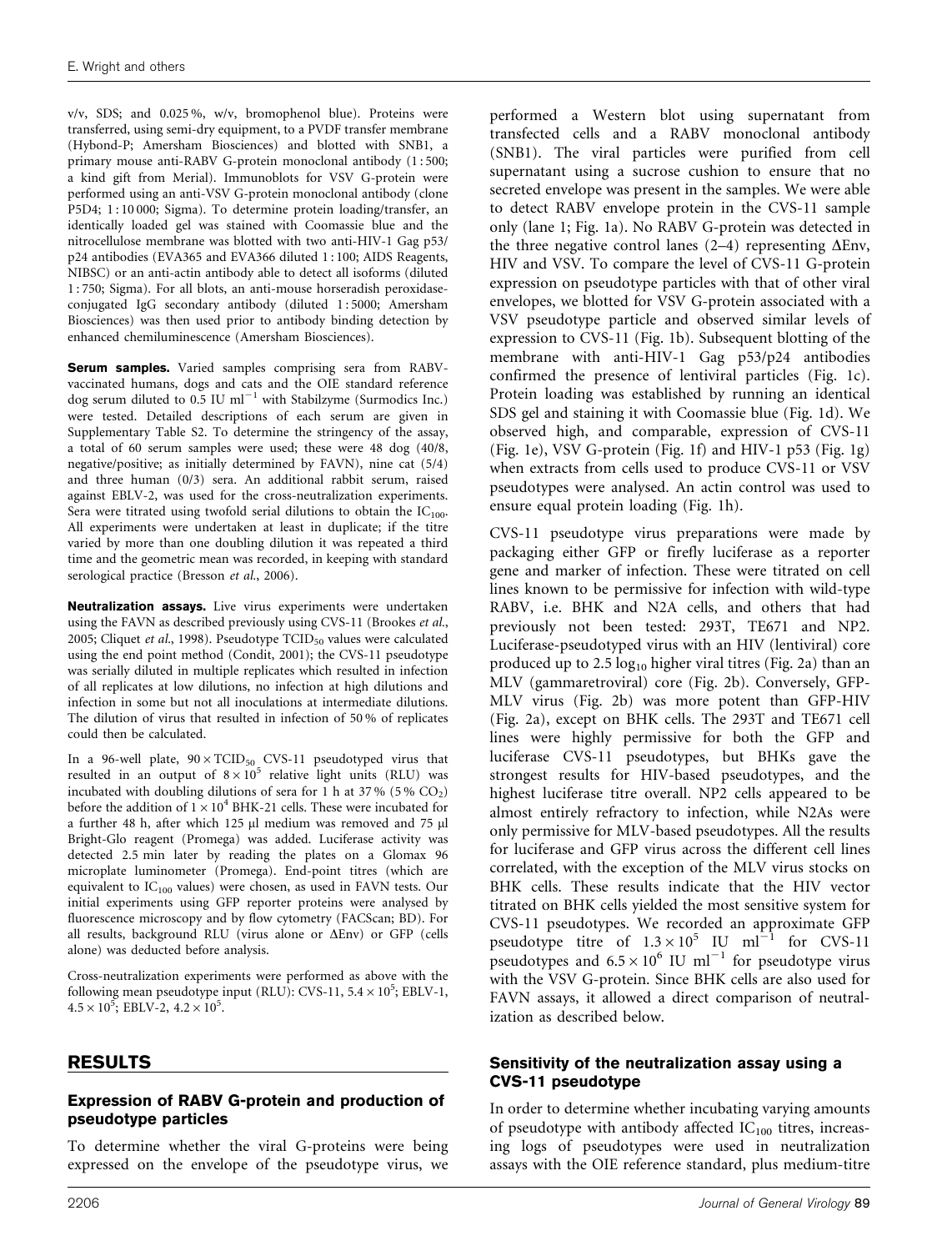v/v, SDS; and 0.025 %, w/v, bromophenol blue). Proteins were transferred, using semi-dry equipment, to a PVDF transfer membrane (Hybond-P; Amersham Biosciences) and blotted with SNB1, a primary mouse anti-RABV G-protein monoclonal antibody (1 : 500; a kind gift from Merial). Immunoblots for VSV G-protein were performed using an anti-VSV G-protein monoclonal antibody (clone P5D4; 1 : 10 000; Sigma). To determine protein loading/transfer, an identically loaded gel was stained with Coomassie blue and the nitrocellulose membrane was blotted with two anti-HIV-1 Gag p53/p24 antibodies (EVA365 and EVA366 diluted 1 : 100; AIDS Reagents, NIBSC) or an anti-actin antibody able to detect all isoforms (diluted 1 : 750; Sigma). For all blots, an anti-mouse horseradish peroxidase-conjugated IgG secondary antibody (diluted 1 : 5000; Amersham Biosciences) was then used prior to antibody binding detection by enhanced chemiluminescence (Amersham Biosciences).

**Serum samples.** Varied samples comprising sera from RABV-vaccinated humans, dogs and cats and the OIE standard reference dog serum diluted to 0.5 IU $ml^{-1}$ with Stabilzyme (Surmodics Inc.) were tested. Detailed descriptions of each serum are given in Supplementary Table S2. To determine the stringency of the assay, a total of 60 serum samples were used; these were 48 dog (40/8, negative/positive; as initially determined by FAVN), nine cat (5/4) and three human (0/3) sera. An additional rabbit serum, raised against EBLV-2, was used for the cross-neutralization experiments. Sera were titrated using twofold serial dilutions to obtain the $IC_{100}$. All experiments were undertaken at least in duplicate; if the titre varied by more than one doubling dilution it was repeated a third time and the geometric mean was recorded, in keeping with standard serological practice (Bresson *et al.*, 2006).

**Neutralization assays.** Live virus experiments were undertaken using the FAVN as described previously using CVS-11 (Brookes *et al.*, 2005; Cliquet *et al.*, 1998). Pseudotype $TCID_{50}$ values were calculated using the end point method (Condit, 2001); the CVS-11 pseudotype was serially diluted in multiple replicates which resulted in infection of all replicates at low dilutions, no infection at high dilutions and infection in some but not all inoculations at intermediate dilutions. The dilution of virus that resulted in infection of 50 % of replicates could then be calculated.

In a 96-well plate, $90 \times TCID_{50}$ CVS-11 pseudotyped virus that resulted in an output of $8 \times 10^5$ relative light units (RLU) was incubated with doubling dilutions of sera for 1 h at 37 % (5 % $CO_2$) before the addition of $1 \times 10^4$ BHK-21 cells. These were incubated for a further 48 h, after which 125 µl medium was removed and 75 µl Bright-Glo reagent (Promega) was added. Luciferase activity was detected 2.5 min later by reading the plates on a Glomax 96 microplate luminometer (Promega). End-point titres (which are equivalent to $IC_{100}$ values) were chosen, as used in FAVN tests. Our initial experiments using GFP reporter proteins were analysed by fluorescence microscopy and by flow cytometry (FACScan; BD). For all results, background RLU (virus alone or ΔEnv) or GFP (cells alone) was deducted before analysis.

Cross-neutralization experiments were performed as above with the following mean pseudotype input (RLU): CVS-11, $5.4 \times 10^5$; EBLV-1, $4.5 \times 10^5$; EBLV-2, $4.2 \times 10^5$.

## RESULTS

### Expression of RABV G-protein and production of pseudotype particles

To determine whether the viral G-proteins were being expressed on the envelope of the pseudotype virus, we performed a Western blot using supernatant from transfected cells and a RABV monoclonal antibody (SNB1). The viral particles were purified from cell supernatant using a sucrose cushion to ensure that no secreted envelope was present in the samples. We were able to detect RABV envelope protein in the CVS-11 sample only (lane 1; Fig. 1a). No RABV G-protein was detected in the three negative control lanes (2–4) representing ΔEnv, HIV and VSV. To compare the level of CVS-11 G-protein expression on pseudotype particles with that of other viral envelopes, we blotted for VSV G-protein associated with a VSV pseudotype particle and observed similar levels of expression to CVS-11 (Fig. 1b). Subsequent blotting of the membrane with anti-HIV-1 Gag p53/p24 antibodies confirmed the presence of lentiviral particles (Fig. 1c). Protein loading was established by running an identical SDS gel and staining it with Coomassie blue (Fig. 1d). We observed high, and comparable, expression of CVS-11 (Fig. 1e), VSV G-protein (Fig. 1f) and HIV-1 p53 (Fig. 1g) when extracts from cells used to produce CVS-11 or VSV pseudotypes were analysed. An actin control was used to ensure equal protein loading (Fig. 1h).

CVS-11 pseudotype virus preparations were made by packaging either GFP or firefly luciferase as a reporter gene and marker of infection. These were titrated on cell lines known to be permissive for infection with wild-type RABV, i.e. BHK and N2A cells, and others that had previously not been tested: 293T, TE671 and NP2. Luciferase-pseudotyped virus with an HIV (lentiviral) core produced up to 2.5 $\log_{10}$ higher viral titres (Fig. 2a) than an MLV (gammaretroviral) core (Fig. 2b). Conversely, GFP-MLV virus (Fig. 2b) was more potent than GFP-HIV (Fig. 2a), except on BHK cells. The 293T and TE671 cell lines were highly permissive for both the GFP and luciferase CVS-11 pseudotypes, but BHKs gave the strongest results for HIV-based pseudotypes, and the highest luciferase titre overall. NP2 cells appeared to be almost entirely refractory to infection, while N2As were only permissive for MLV-based pseudotypes. All the results for luciferase and GFP virus across the different cell lines correlated, with the exception of the MLV virus stocks on BHK cells. These results indicate that the HIV vector titrated on BHK cells yielded the most sensitive system for CVS-11 pseudotypes. We recorded an approximate GFP pseudotype titre of $1.3 \times 10^5$ IU $ml^{-1}$ for CVS-11 pseudotypes and $6.5 \times 10^6$ IU $ml^{-1}$ for pseudotype virus with the VSV G-protein. Since BHK cells are also used for FAVN assays, it allowed a direct comparison of neutralization as described below.

### Sensitivity of the neutralization assay using a CVS-11 pseudotype

In order to determine whether incubating varying amounts of pseudotype with antibody affected $IC_{100}$ titres, increasing logs of pseudotypes were used in neutralization assays with the OIE reference standard, plus medium-titre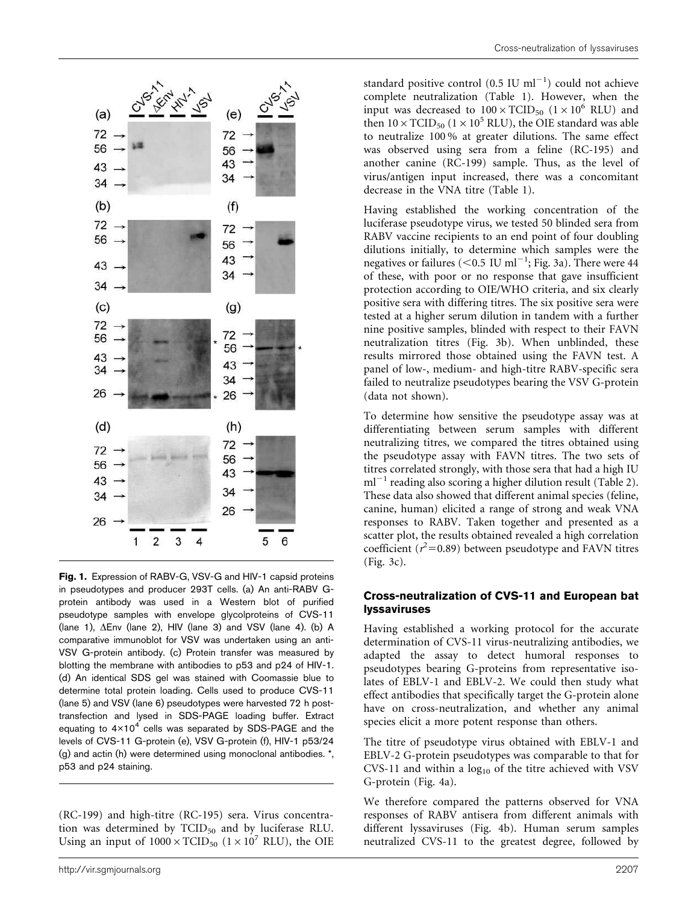**Fig. 1.** Expression of RABV-G, VSV-G and HIV-1 capsid proteins in pseudotypes and producer 293T cells. (a) An anti-RABV G-protein antibody was used in a Western blot of purified pseudotype samples with envelope glycolproteins of CVS-11 (lane 1), ΔEnv (lane 2), HIV (lane 3) and VSV (lane 4). (b) A comparative immunoblot for VSV was undertaken using an anti-VSV G-protein antibody. (c) Protein transfer was measured by blotting the membrane with antibodies to p53 and p24 of HIV-1. (d) An identical SDS gel was stained with Coomassie blue to determine total protein loading. Cells used to produce CVS-11 (lane 5) and VSV (lane 6) pseudotypes were harvested 72 h post-transfection and lysed in SDS-PAGE loading buffer. Extract equating to $4\times10^{4}$ cells was separated by SDS-PAGE and the levels of CVS-11 G-protein (e), VSV G-protein (f), HIV-1 p53/24 (g) and actin (h) were determined using monoclonal antibodies. *, p53 and p24 staining.

(RC-199) and high-titre (RC-195) sera. Virus concentration was determined by $TCID_{50}$ and by luciferase RLU. Using an input of $1000\times TCID_{50}$ ($1\times10^{7}$ RLU), the OIE standard positive control (0.5 IU $ml^{-1}$) could not achieve complete neutralization (Table 1). However, when the input was decreased to $100\times TCID_{50}$ ($1\times10^{6}$ RLU) and then $10\times TCID_{50}$ ($1\times10^{5}$ RLU), the OIE standard was able to neutralize 100 % at greater dilutions. The same effect was observed using sera from a feline (RC-195) and another canine (RC-199) sample. Thus, as the level of virus/antigen input increased, there was a concomitant decrease in the VNA titre (Table 1).

Having established the working concentration of the luciferase pseudotype virus, we tested 50 blinded sera from RABV vaccine recipients to an end point of four doubling dilutions initially, to determine which samples were the negatives or failures (<0.5 IU $ml^{-1}$; Fig. 3a). There were 44 of these, with poor or no response that gave insufficient protection according to OIE/WHO criteria, and six clearly positive sera with differing titres. The six positive sera were tested at a higher serum dilution in tandem with a further nine positive samples, blinded with respect to their FAVN neutralization titres (Fig. 3b). When unblinded, these results mirrored those obtained using the FAVN test. A panel of low-, medium- and high-titre RABV-specific sera failed to neutralize pseudotypes bearing the VSV G-protein (data not shown).

To determine how sensitive the pseudotype assay was at differentiating between serum samples with different neutralizing titres, we compared the titres obtained using the pseudotype assay with FAVN titres. The two sets of titres correlated strongly, with those sera that had a high IU $ml^{-1}$ reading also scoring a higher dilution result (Table 2). These data also showed that different animal species (feline, canine, human) elicited a range of strong and weak VNA responses to RABV. Taken together and presented as a scatter plot, the results obtained revealed a high correlation coefficient ($r^2=0.89$) between pseudotype and FAVN titres (Fig. 3c).

### Cross-neutralization of CVS-11 and European bat lyssaviruses

Having established a working protocol for the accurate determination of CVS-11 virus-neutralizing antibodies, we adapted the assay to detect humoral responses to pseudotypes bearing G-proteins from representative isolates of EBLV-1 and EBLV-2. We could then study what effect antibodies that specifically target the G-protein alone have on cross-neutralization, and whether any animal species elicit a more potent response than others.

The titre of pseudotype virus obtained with EBLV-1 and EBLV-2 G-protein pseudotypes was comparable to that for CVS-11 and within a $\log_{10}$ of the titre achieved with VSV G-protein (Fig. 4a).

We therefore compared the patterns observed for VNA responses of RABV antisera from different animals with different lyssaviruses (Fig. 4b). Human serum samples neutralized CVS-11 to the greatest degree, followed by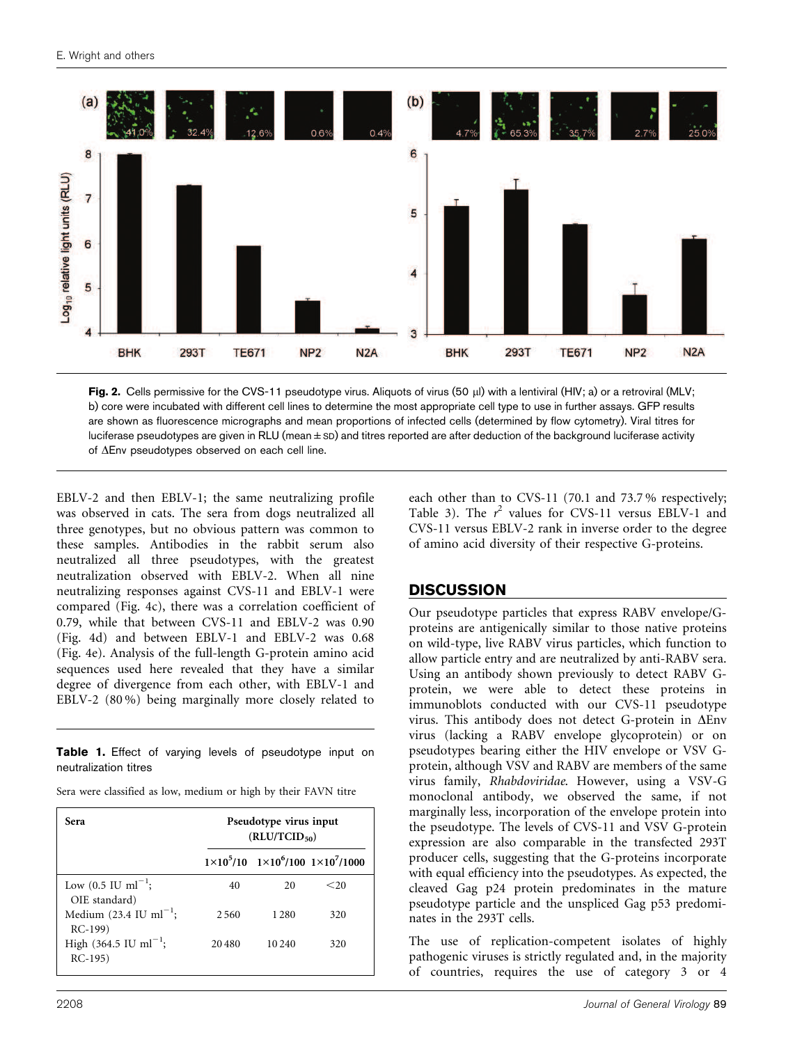Fig. 2. Cells permissive for the CVS-11 pseudotype virus. Aliquots of virus (50 μl) with a lentiviral (HIV; a) or a retroviral (MLV; b) core were incubated with different cell lines to determine the most appropriate cell type to use in further assays. GFP results are shown as fluorescence micrographs and mean proportions of infected cells (determined by flow cytometry). Viral titres for luciferase pseudotypes are given in RLU (mean ± SD) and titres reported are after deduction of the background luciferase activity of ΔEnv pseudotypes observed on each cell line.

EBLV-2 and then EBLV-1; the same neutralizing profile was observed in cats. The sera from dogs neutralized all three genotypes, but no obvious pattern was common to these samples. Antibodies in the rabbit serum also neutralized all three pseudotypes, with the greatest neutralization observed with EBLV-2. When all nine neutralizing responses against CVS-11 and EBLV-1 were compared (Fig. 4c), there was a correlation coefficient of 0.79, while that between CVS-11 and EBLV-2 was 0.90 (Fig. 4d) and between EBLV-1 and EBLV-2 was 0.68 (Fig. 4e). Analysis of the full-length G-protein amino acid sequences used here revealed that they have a similar degree of divergence from each other, with EBLV-1 and EBLV-2 (80 %) being marginally more closely related to each other than to CVS-11 (70.1 and 73.7 % respectively; Table 3). The $r^2$ values for CVS-11 versus EBLV-1 and CVS-11 versus EBLV-2 rank in inverse order to the degree of amino acid diversity of their respective G-proteins.

**Table 1.** Effect of varying levels of pseudotype input on neutralization titres

Sera were classified as low, medium or high by their FAVN titre

| Sera | Pseudotype virus input ($RLU/TCID_{50}$) | | |
|---|---|---|---|
| | $1\times10^5/10$ | $1\times10^6/100$ | $1\times10^7/1000$ |
| Low (0.5 IU $ml^{-1}$; OIE standard) | 40 | 20 | <20 |
| Medium (23.4 IU $ml^{-1}$; RC-199) | 2560 | 1280 | 320 |
| High (364.5 IU $ml^{-1}$; RC-195) | 20480 | 10240 | 320 |

## DISCUSSION

Our pseudotype particles that express RABV envelope/G-proteins are antigenically similar to those native proteins on wild-type, live RABV virus particles, which function to allow particle entry and are neutralized by anti-RABV sera. Using an antibody shown previously to detect RABV G-protein, we were able to detect these proteins in immunoblots conducted with our CVS-11 pseudotype virus. This antibody does not detect G-protein in ΔEnv virus (lacking a RABV envelope glycoprotein) or on pseudotypes bearing either the HIV envelope or VSV G-protein, although VSV and RABV are members of the same virus family, *Rhabdoviridae*. However, using a VSV-G monoclonal antibody, we observed the same, if not marginally less, incorporation of the envelope protein into the pseudotype. The levels of CVS-11 and VSV G-protein expression are also comparable in the transfected 293T producer cells, suggesting that the G-proteins incorporate with equal efficiency into the pseudotypes. As expected, the cleaved Gag p24 protein predominates in the mature pseudotype particle and the unspliced Gag p53 predominates in the 293T cells.

The use of replication-competent isolates of highly pathogenic viruses is strictly regulated and, in the majority of countries, requires the use of category 3 or 4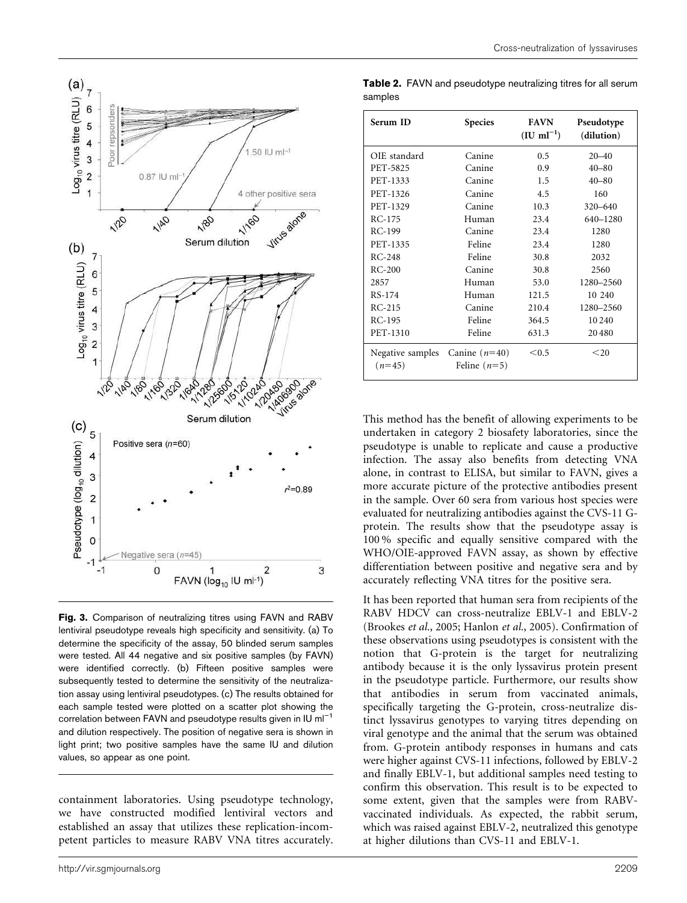Fig. 3. Comparison of neutralizing titres using FAVN and RABV lentiviral pseudotype reveals high specificity and sensitivity. (a) To determine the specificity of the assay, 50 blinded serum samples were tested. All 44 negative and six positive samples (by FAVN) were identified correctly. (b) Fifteen positive samples were subsequently tested to determine the sensitivity of the neutralization assay using lentiviral pseudotypes. (c) The results obtained for each sample tested were plotted on a scatter plot showing the correlation between FAVN and pseudotype results given in IU $ml^{-1}$ and dilution respectively. The position of negative sera is shown in light print; two positive samples have the same IU and dilution values, so appear as one point.

containment laboratories. Using pseudotype technology, we have constructed modified lentiviral vectors and established an assay that utilizes these replication-incompetent particles to measure RABV VNA titres accurately.

**Table 2.** FAVN and pseudotype neutralizing titres for all serum samples

| Serum ID | Species | FAVN (IU $ml^{-1}$) | Pseudotype (dilution) |
|---|---|---|---|
| OIE standard | Canine | 0.5 | 20–40 |
| PET-5825 | Canine | 0.9 | 40–80 |
| PET-1333 | Canine | 1.5 | 40–80 |
| PET-1326 | Canine | 4.5 | 160 |
| PET-1329 | Canine | 10.3 | 320–640 |
| RC-175 | Human | 23.4 | 640–1280 |
| RC-199 | Canine | 23.4 | 1280 |
| PET-1335 | Feline | 23.4 | 1280 |
| RC-248 | Feline | 30.8 | 2032 |
| RC-200 | Canine | 30.8 | 2560 |
| 2857 | Human | 53.0 | 1280–2560 |
| RS-174 | Human | 121.5 | 10 240 |
| RC-215 | Canine | 210.4 | 1280–2560 |
| RC-195 | Feline | 364.5 | 10 240 |
| PET-1310 | Feline | 631.3 | 20 480 |
| Negative samples ($n$=45) | Canine ($n$=40) Feline ($n$=5) | <0.5 | <20 |

This method has the benefit of allowing experiments to be undertaken in category 2 biosafety laboratories, since the pseudotype is unable to replicate and cause a productive infection. The assay also benefits from detecting VNA alone, in contrast to ELISA, but similar to FAVN, gives a more accurate picture of the protective antibodies present in the sample. Over 60 sera from various host species were evaluated for neutralizing antibodies against the CVS-11 G-protein. The results show that the pseudotype assay is 100 % specific and equally sensitive compared with the WHO/OIE-approved FAVN assay, as shown by effective differentiation between positive and negative sera and by accurately reflecting VNA titres for the positive sera.

It has been reported that human sera from recipients of the RABV HDCV can cross-neutralize EBLV-1 and EBLV-2 (Brookes *et al.*, 2005; Hanlon *et al.*, 2005). Confirmation of these observations using pseudotypes is consistent with the notion that G-protein is the target for neutralizing antibody because it is the only lyssavirus protein present in the pseudotype particle. Furthermore, our results show that antibodies in serum from vaccinated animals, specifically targeting the G-protein, cross-neutralize distinct lyssavirus genotypes to varying titres depending on viral genotype and the animal that the serum was obtained from. G-protein antibody responses in humans and cats were higher against CVS-11 infections, followed by EBLV-2 and finally EBLV-1, but additional samples need testing to confirm this observation. This result is to be expected to some extent, given that the samples were from RABV-vaccinated individuals. As expected, the rabbit serum, which was raised against EBLV-2, neutralized this genotype at higher dilutions than CVS-11 and EBLV-1.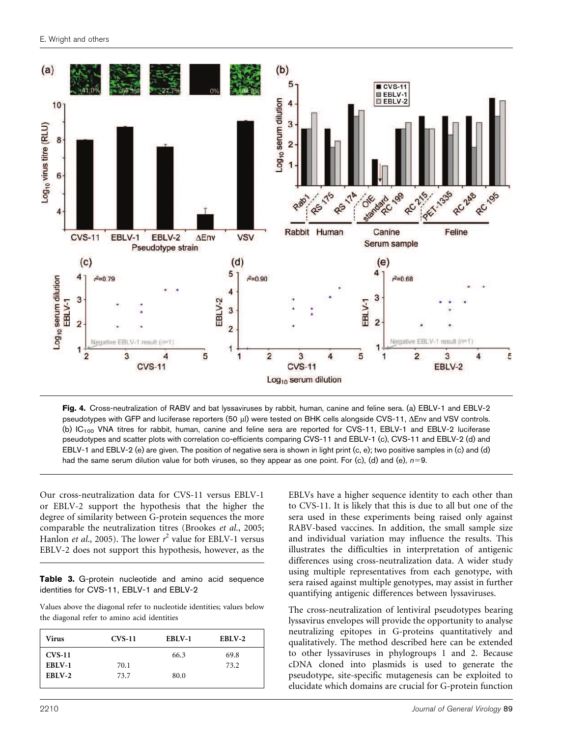**Fig. 4.** Cross-neutralization of RABV and bat lyssaviruses by rabbit, human, canine and feline sera. (a) EBLV-1 and EBLV-2 pseudotypes with GFP and luciferase reporters (50 μl) were tested on BHK cells alongside CVS-11, ΔEnv and VSV controls. (b) $IC_{100}$ VNA titres for rabbit, human, canine and feline sera are reported for CVS-11, EBLV-1 and EBLV-2 luciferase pseudotypes and scatter plots with correlation co-efficients comparing CVS-11 and EBLV-1 (c), CVS-11 and EBLV-2 (d) and EBLV-1 and EBLV-2 (e) are given. The position of negative sera is shown in light print (c, e); two positive samples in (c) and (d) had the same serum dilution value for both viruses, so they appear as one point. For (c), (d) and (e), $n$=9.

Our cross-neutralization data for CVS-11 versus EBLV-1 or EBLV-2 support the hypothesis that the higher the degree of similarity between G-protein sequences the more comparable the neutralization titres (Brookes *et al.*, 2005; Hanlon *et al.*, 2005). The lower $r^2$ value for EBLV-1 versus EBLV-2 does not support this hypothesis, however, as the EBLVs have a higher sequence identity to each other than to CVS-11. It is likely that this is due to all but one of the sera used in these experiments being raised only against RABV-based vaccines. In addition, the small sample size and individual variation may influence the results. This illustrates the difficulties in interpretation of antigenic differences using cross-neutralization data. A wider study using multiple representatives from each genotype, with sera raised against multiple genotypes, may assist in further quantifying antigenic differences between lyssaviruses.

**Table 3.** G-protein nucleotide and amino acid sequence identities for CVS-11, EBLV-1 and EBLV-2

Values above the diagonal refer to nucleotide identities; values below the diagonal refer to amino acid identities

| Virus | CVS-11 | EBLV-1 | EBLV-2 |
|---|---|---|---|
| CVS-11 | | 66.3 | 69.8 |
| EBLV-1 | 70.1 | | 73.2 |
| EBLV-2 | 73.7 | 80.0 | |

The cross-neutralization of lentiviral pseudotypes bearing lyssavirus envelopes will provide the opportunity to analyse neutralizing epitopes in G-proteins quantitatively and qualitatively. The method described here can be extended to other lyssaviruses in phylogroups 1 and 2. Because cDNA cloned into plasmids is used to generate the pseudotype, site-specific mutagenesis can be exploited to elucidate which domains are crucial for G-protein function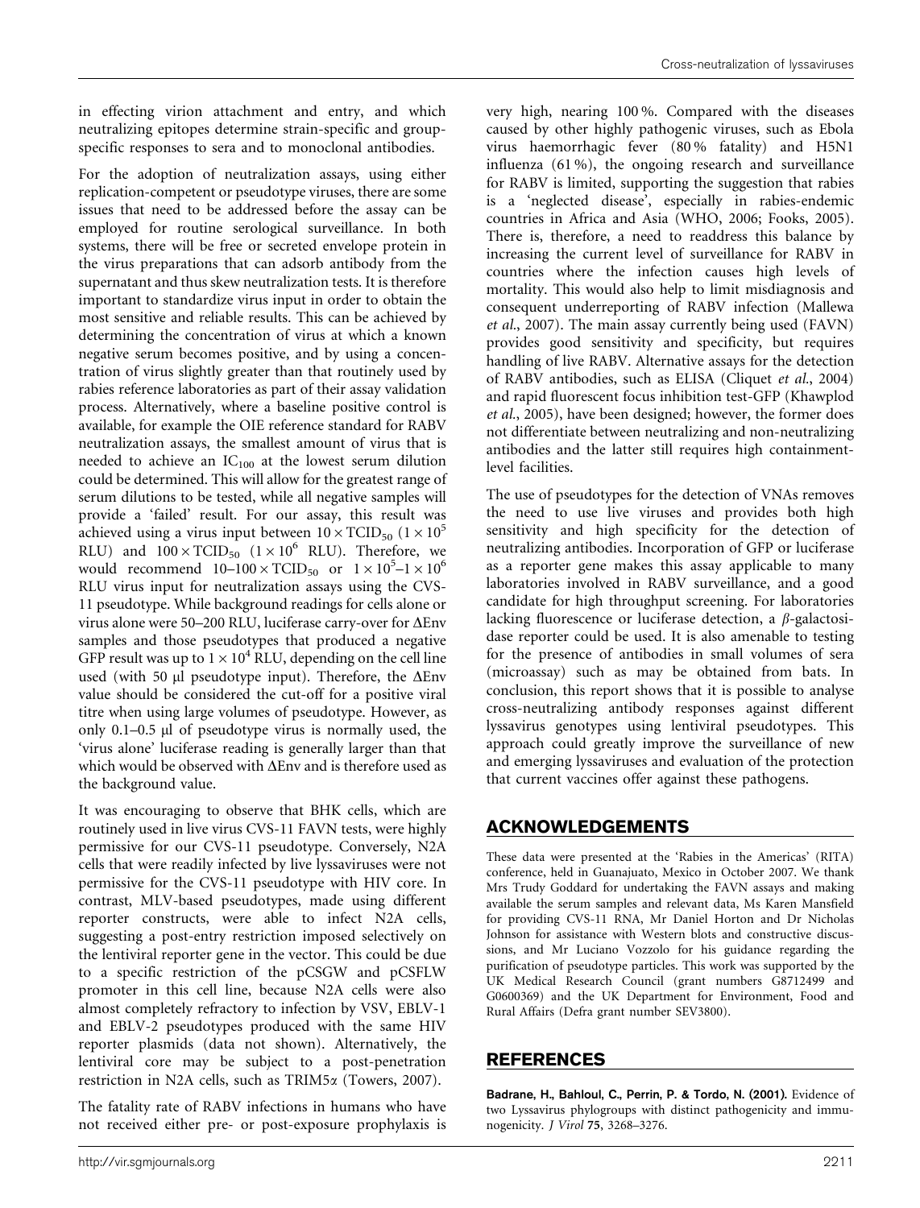in effecting virion attachment and entry, and which neutralizing epitopes determine strain-specific and group-specific responses to sera and to monoclonal antibodies.

For the adoption of neutralization assays, using either replication-competent or pseudotype viruses, there are some issues that need to be addressed before the assay can be employed for routine serological surveillance. In both systems, there will be free or secreted envelope protein in the virus preparations that can adsorb antibody from the supernatant and thus skew neutralization tests. It is therefore important to standardize virus input in order to obtain the most sensitive and reliable results. This can be achieved by determining the concentration of virus at which a known negative serum becomes positive, and by using a concentration of virus slightly greater than that routinely used by rabies reference laboratories as part of their assay validation process. Alternatively, where a baseline positive control is available, for example the OIE reference standard for RABV neutralization assays, the smallest amount of virus that is needed to achieve an $IC_{100}$ at the lowest serum dilution could be determined. This will allow for the greatest range of serum dilutions to be tested, while all negative samples will provide a 'failed' result. For our assay, this result was achieved using a virus input between $10 \times TCID_{50}$ ($1 \times 10^5$ RLU) and $100 \times TCID_{50}$ ($1 \times 10^6$ RLU). Therefore, we would recommend $10–100 \times TCID_{50}$ or $1 \times 10^5–1 \times 10^6$ RLU virus input for neutralization assays using the CVS-11 pseudotype. While background readings for cells alone or virus alone were 50–200 RLU, luciferase carry-over for ΔEnv samples and those pseudotypes that produced a negative GFP result was up to $1 \times 10^4$ RLU, depending on the cell line used (with 50 μl pseudotype input). Therefore, the ΔEnv value should be considered the cut-off for a positive viral titre when using large volumes of pseudotype. However, as only 0.1–0.5 μl of pseudotype virus is normally used, the 'virus alone' luciferase reading is generally larger than that which would be observed with ΔEnv and is therefore used as the background value.

It was encouraging to observe that BHK cells, which are routinely used in live virus CVS-11 FAVN tests, were highly permissive for our CVS-11 pseudotype. Conversely, N2A cells that were readily infected by live lyssaviruses were not permissive for the CVS-11 pseudotype with HIV core. In contrast, MLV-based pseudotypes, made using different reporter constructs, were able to infect N2A cells, suggesting a post-entry restriction imposed selectively on the lentiviral reporter gene in the vector. This could be due to a specific restriction of the pCSGW and pCSFLW promoter in this cell line, because N2A cells were also almost completely refractory to infection by VSV, EBLV-1 and EBLV-2 pseudotypes produced with the same HIV reporter plasmids (data not shown). Alternatively, the lentiviral core may be subject to a post-penetration restriction in N2A cells, such as TRIM5α (Towers, 2007).

The fatality rate of RABV infections in humans who have not received either pre- or post-exposure prophylaxis is very high, nearing 100 %. Compared with the diseases caused by other highly pathogenic viruses, such as Ebola virus haemorrhagic fever (80 % fatality) and H5N1 influenza (61 %), the ongoing research and surveillance for RABV is limited, supporting the suggestion that rabies is a 'neglected disease', especially in rabies-endemic countries in Africa and Asia (WHO, 2006; Fooks, 2005). There is, therefore, a need to readdress this balance by increasing the current level of surveillance for RABV in countries where the infection causes high levels of mortality. This would also help to limit misdiagnosis and consequent underreporting of RABV infection (Mallewa *et al.*, 2007). The main assay currently being used (FAVN) provides good sensitivity and specificity, but requires handling of live RABV. Alternative assays for the detection of RABV antibodies, such as ELISA (Cliquet *et al.*, 2004) and rapid fluorescent focus inhibition test-GFP (Khawplod *et al.*, 2005), have been designed; however, the former does not differentiate between neutralizing and non-neutralizing antibodies and the latter still requires high containment-level facilities.

The use of pseudotypes for the detection of VNAs removes the need to use live viruses and provides both high sensitivity and high specificity for the detection of neutralizing antibodies. Incorporation of GFP or luciferase as a reporter gene makes this assay applicable to many laboratories involved in RABV surveillance, and a good candidate for high throughput screening. For laboratories lacking fluorescence or luciferase detection, a β-galactosidase reporter could be used. It is also amenable to testing for the presence of antibodies in small volumes of sera (microassay) such as may be obtained from bats. In conclusion, this report shows that it is possible to analyse cross-neutralizing antibody responses against different lyssavirus genotypes using lentiviral pseudotypes. This approach could greatly improve the surveillance of new and emerging lyssaviruses and evaluation of the protection that current vaccines offer against these pathogens.

## ACKNOWLEDGEMENTS

These data were presented at the 'Rabies in the Americas' (RITA) conference, held in Guanajuato, Mexico in October 2007. We thank Mrs Trudy Goddard for undertaking the FAVN assays and making available the serum samples and relevant data, Ms Karen Mansfield for providing CVS-11 RNA, Mr Daniel Horton and Dr Nicholas Johnson for assistance with Western blots and constructive discussions, and Mr Luciano Vozzolo for his guidance regarding the purification of pseudotype particles. This work was supported by the UK Medical Research Council (grant numbers G8712499 and G0600369) and the UK Department for Environment, Food and Rural Affairs (Defra grant number SEV3800).

## REFERENCES

**Badrane, H., Bahloul, C., Perrin, P. & Tordo, N. (2001).** Evidence of two Lyssavirus phylogroups with distinct pathogenicity and immunogenicity. *J Virol* **75**, 3268–3276.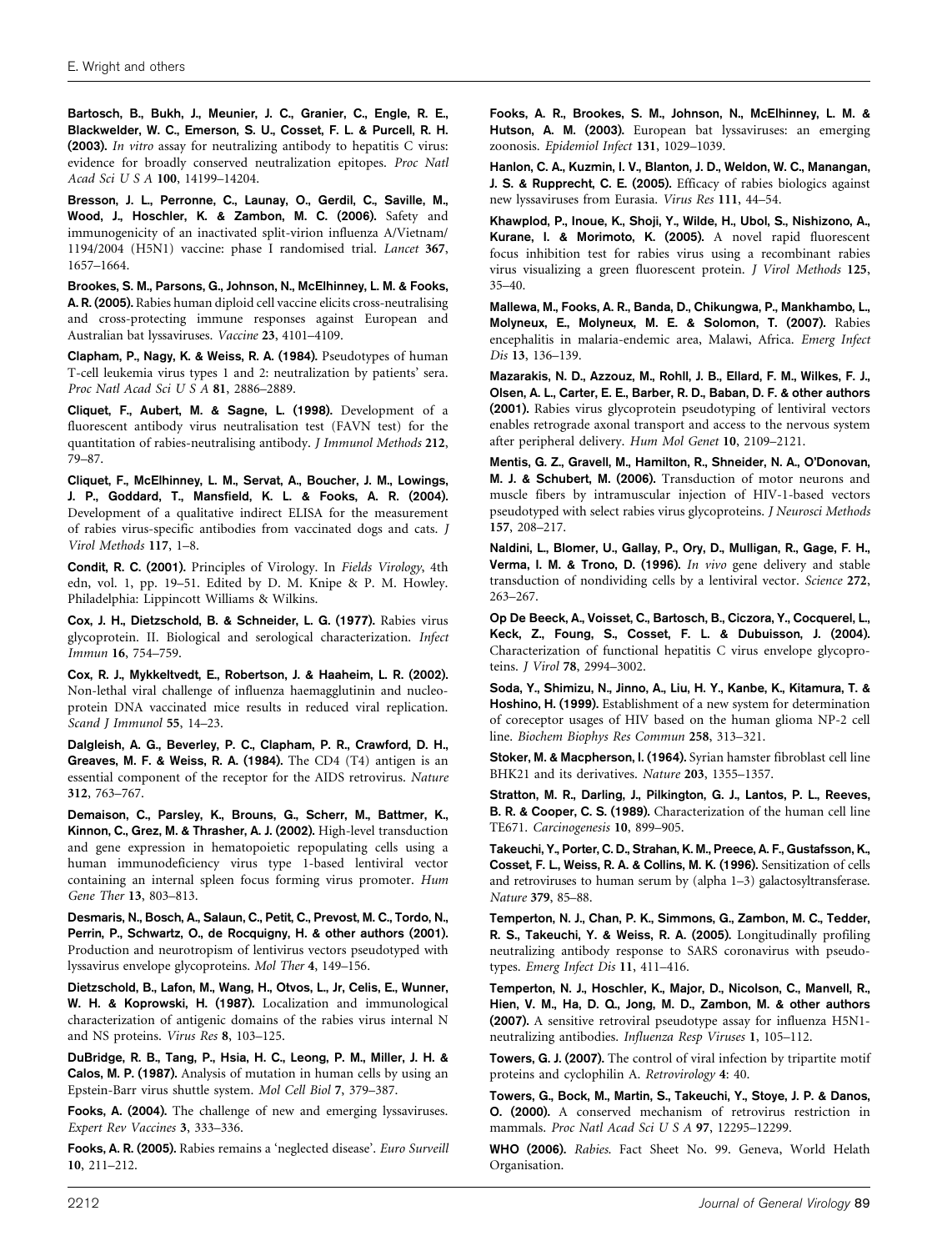**Bartosch, B., Bukh, J., Meunier, J. C., Granier, C., Engle, R. E., Blackwelder, W. C., Emerson, S. U., Cosset, F. L. & Purcell, R. H. (2003).** *In vitro* assay for neutralizing antibody to hepatitis C virus: evidence for broadly conserved neutralization epitopes. *Proc Natl Acad Sci U S A* **100**, 14199–14204.

**Bresson, J. L., Perronne, C., Launay, O., Gerdil, C., Saville, M., Wood, J., Hoschler, K. & Zambon, M. C. (2006).** Safety and immunogenicity of an inactivated split-virion influenza A/Vietnam/1194/2004 (H5N1) vaccine: phase I randomised trial. *Lancet* **367**, 1657–1664.

**Brookes, S. M., Parsons, G., Johnson, N., McElhinney, L. M. & Fooks, A. R. (2005).** Rabies human diploid cell vaccine elicits cross-neutralising and cross-protecting immune responses against European and Australian bat lyssaviruses. *Vaccine* **23**, 4101–4109.

**Clapham, P., Nagy, K. & Weiss, R. A. (1984).** Pseudotypes of human T-cell leukemia virus types 1 and 2: neutralization by patients' sera. *Proc Natl Acad Sci U S A* **81**, 2886–2889.

**Cliquet, F., Aubert, M. & Sagne, L. (1998).** Development of a fluorescent antibody virus neutralisation test (FAVN test) for the quantitation of rabies-neutralising antibody. *J Immunol Methods* **212**, 79–87.

**Cliquet, F., McElhinney, L. M., Servat, A., Boucher, J. M., Lowings, J. P., Goddard, T., Mansfield, K. L. & Fooks, A. R. (2004).** Development of a qualitative indirect ELISA for the measurement of rabies virus-specific antibodies from vaccinated dogs and cats. *J Virol Methods* **117**, 1–8.

**Condit, R. C. (2001).** Principles of Virology. In *Fields Virology*, 4th edn, vol. 1, pp. 19–51. Edited by D. M. Knipe & P. M. Howley. Philadelphia: Lippincott Williams & Wilkins.

**Cox, J. H., Dietzschold, B. & Schneider, L. G. (1977).** Rabies virus glycoprotein. II. Biological and serological characterization. *Infect Immun* **16**, 754–759.

**Cox, R. J., Mykkeltvedt, E., Robertson, J. & Haaheim, L. R. (2002).** Non-lethal viral challenge of influenza haemagglutinin and nucleoprotein DNA vaccinated mice results in reduced viral replication. *Scand J Immunol* **55**, 14–23.

**Dalgleish, A. G., Beverley, P. C., Clapham, P. R., Crawford, D. H., Greaves, M. F. & Weiss, R. A. (1984).** The CD4 (T4) antigen is an essential component of the receptor for the AIDS retrovirus. *Nature* **312**, 763–767.

**Demaison, C., Parsley, K., Brouns, G., Scherr, M., Battmer, K., Kinnon, C., Grez, M. & Thrasher, A. J. (2002).** High-level transduction and gene expression in hematopoietic repopulating cells using a human immunodeficiency virus type 1-based lentiviral vector containing an internal spleen focus forming virus promoter. *Hum Gene Ther* **13**, 803–813.

**Desmaris, N., Bosch, A., Salaun, C., Petit, C., Prevost, M. C., Tordo, N., Perrin, P., Schwartz, O., de Rocquigny, H. & other authors (2001).** Production and neurotropism of lentivirus vectors pseudotyped with lyssavirus envelope glycoproteins. *Mol Ther* **4**, 149–156.

**Dietzschold, B., Lafon, M., Wang, H., Otvos, L., Jr, Celis, E., Wunner, W. H. & Koprowski, H. (1987).** Localization and immunological characterization of antigenic domains of the rabies virus internal N and NS proteins. *Virus Res* **8**, 103–125.

**DuBridge, R. B., Tang, P., Hsia, H. C., Leong, P. M., Miller, J. H. & Calos, M. P. (1987).** Analysis of mutation in human cells by using an Epstein-Barr virus shuttle system. *Mol Cell Biol* **7**, 379–387.

**Fooks, A. (2004).** The challenge of new and emerging lyssaviruses. *Expert Rev Vaccines* **3**, 333–336.

**Fooks, A. R. (2005).** Rabies remains a 'neglected disease'. *Euro Surveill* **10**, 211–212.

**Fooks, A. R., Brookes, S. M., Johnson, N., McElhinney, L. M. & Hutson, A. M. (2003).** European bat lyssaviruses: an emerging zoonosis. *Epidemiol Infect* **131**, 1029–1039.

**Hanlon, C. A., Kuzmin, I. V., Blanton, J. D., Weldon, W. C., Manangan, J. S. & Rupprecht, C. E. (2005).** Efficacy of rabies biologics against new lyssaviruses from Eurasia. *Virus Res* **111**, 44–54.

**Khawplod, P., Inoue, K., Shoji, Y., Wilde, H., Ubol, S., Nishizono, A., Kurane, I. & Morimoto, K. (2005).** A novel rapid fluorescent focus inhibition test for rabies virus using a recombinant rabies virus visualizing a green fluorescent protein. *J Virol Methods* **125**, 35–40.

**Mallewa, M., Fooks, A. R., Banda, D., Chikungwa, P., Mankhambo, L., Molyneux, E., Molyneux, M. E. & Solomon, T. (2007).** Rabies encephalitis in malaria-endemic area, Malawi, Africa. *Emerg Infect Dis* **13**, 136–139.

**Mazarakis, N. D., Azzouz, M., Rohll, J. B., Ellard, F. M., Wilkes, F. J., Olsen, A. L., Carter, E. E., Barber, R. D., Baban, D. F. & other authors (2001).** Rabies virus glycoprotein pseudotyping of lentiviral vectors enables retrograde axonal transport and access to the nervous system after peripheral delivery. *Hum Mol Genet* **10**, 2109–2121.

**Mentis, G. Z., Gravell, M., Hamilton, R., Shneider, N. A., O'Donovan, M. J. & Schubert, M. (2006).** Transduction of motor neurons and muscle fibers by intramuscular injection of HIV-1-based vectors pseudotyped with select rabies virus glycoproteins. *J Neurosci Methods* **157**, 208–217.

**Naldini, L., Blomer, U., Gallay, P., Ory, D., Mulligan, R., Gage, F. H., Verma, I. M. & Trono, D. (1996).** *In vivo* gene delivery and stable transduction of nondividing cells by a lentiviral vector. *Science* **272**, 263–267.

**Op De Beeck, A., Voisset, C., Bartosch, B., Ciczora, Y., Cocquerel, L., Keck, Z., Foung, S., Cosset, F. L. & Dubuisson, J. (2004).** Characterization of functional hepatitis C virus envelope glycoproteins. *J Virol* **78**, 2994–3002.

**Soda, Y., Shimizu, N., Jinno, A., Liu, H. Y., Kanbe, K., Kitamura, T. & Hoshino, H. (1999).** Establishment of a new system for determination of coreceptor usages of HIV based on the human glioma NP-2 cell line. *Biochem Biophys Res Commun* **258**, 313–321.

**Stoker, M. & Macpherson, I. (1964).** Syrian hamster fibroblast cell line BHK21 and its derivatives. *Nature* **203**, 1355–1357.

**Stratton, M. R., Darling, J., Pilkington, G. J., Lantos, P. L., Reeves, B. R. & Cooper, C. S. (1989).** Characterization of the human cell line TE671. *Carcinogenesis* **10**, 899–905.

**Takeuchi, Y., Porter, C. D., Strahan, K. M., Preece, A. F., Gustafsson, K., Cosset, F. L., Weiss, R. A. & Collins, M. K. (1996).** Sensitization of cells and retroviruses to human serum by (alpha 1–3) galactosyltransferase. *Nature* **379**, 85–88.

**Temperton, N. J., Chan, P. K., Simmons, G., Zambon, M. C., Tedder, R. S., Takeuchi, Y. & Weiss, R. A. (2005).** Longitudinally profiling neutralizing antibody response to SARS coronavirus with pseudotypes. *Emerg Infect Dis* **11**, 411–416.

**Temperton, N. J., Hoschler, K., Major, D., Nicolson, C., Manvell, R., Hien, V. M., Ha, D. Q., Jong, M. D., Zambon, M. & other authors (2007).** A sensitive retroviral pseudotype assay for influenza H5N1-neutralizing antibodies. *Influenza Resp Viruses* **1**, 105–112.

**Towers, G. J. (2007).** The control of viral infection by tripartite motif proteins and cyclophilin A. *Retrovirology* **4**: 40.

**Towers, G., Bock, M., Martin, S., Takeuchi, Y., Stoye, J. P. & Danos, O. (2000).** A conserved mechanism of retrovirus restriction in mammals. *Proc Natl Acad Sci U S A* **97**, 12295–12299.

**WHO (2006).** *Rabies*. Fact Sheet No. 99. Geneva, World Helath Organisation.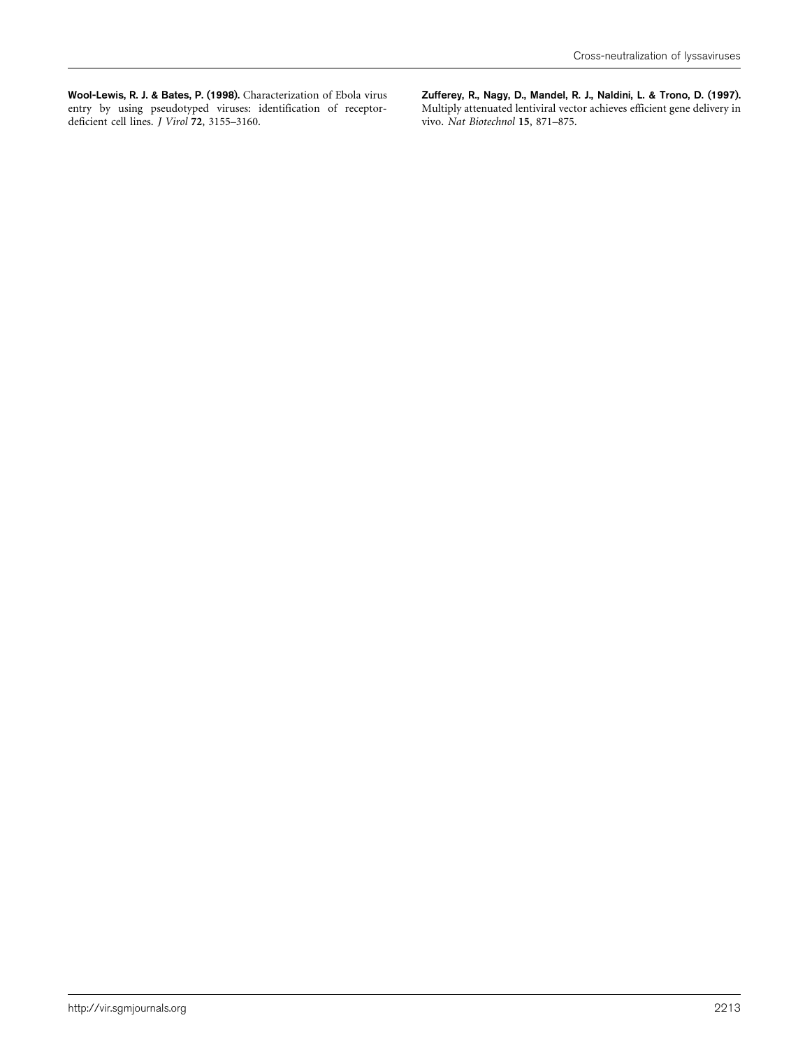**Wool-Lewis, R. J. & Bates, P. (1998).** Characterization of Ebola virus entry by using pseudotyped viruses: identification of receptor-deficient cell lines. *J Virol* **72**, 3155–3160.

**Zufferey, R., Nagy, D., Mandel, R. J., Naldini, L. & Trono, D. (1997).** Multiply attenuated lentiviral vector achieves efficient gene delivery in vivo. *Nat Biotechnol* **15**, 871–875.